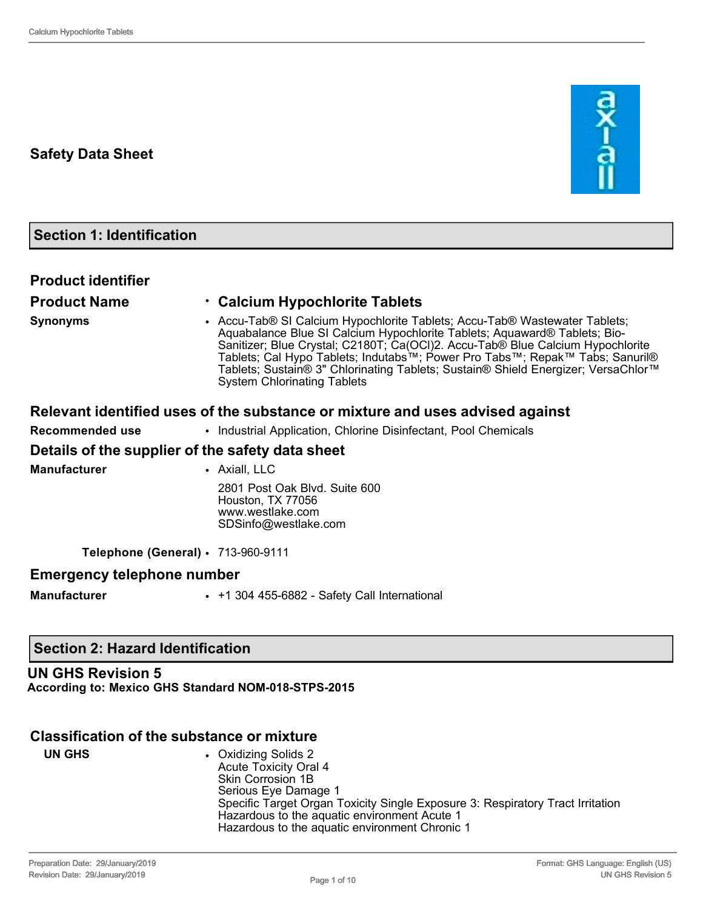# Safety Data Sheet

## Section 1: Identification

### Product identifier

**Product Name**
- **Calcium Hypochlorite Tablets**

**Synonyms**
- Accu-Tab® SI Calcium Hypochlorite Tablets; Accu-Tab® Wastewater Tablets; Aquabalance Blue SI Calcium Hypochlorite Tablets; Aquaward® Tablets; Bio-Sanitizer; Blue Crystal; C2180T; Ca(OCl)2. Accu-Tab® Blue Calcium Hypochlorite Tablets; Cal Hypo Tablets; Indutabs™; Power Pro Tabs™; Repak™ Tabs; Sanuril® Tablets; Sustain® 3" Chlorinating Tablets; Sustain® Shield Energizer; VersaChlor™ System Chlorinating Tablets

### Relevant identified uses of the substance or mixture and uses advised against

**Recommended use**
- Industrial Application, Chlorine Disinfectant, Pool Chemicals

### Details of the supplier of the safety data sheet

**Manufacturer**
- Axiall, LLC

  2801 Post Oak Blvd. Suite 600
  Houston, TX 77056
  www.westlake.com
  SDSinfo@westlake.com

**Telephone (General)**
- 713-960-9111

### Emergency telephone number

**Manufacturer**
- +1 304 455-6882 - Safety Call International

## Section 2: Hazard Identification

**UN GHS Revision 5**
**According to: Mexico GHS Standard NOM-018-STPS-2015**

### Classification of the substance or mixture

**UN GHS**
- Oxidizing Solids 2
  Acute Toxicity Oral 4
  Skin Corrosion 1B
  Serious Eye Damage 1
  Specific Target Organ Toxicity Single Exposure 3: Respiratory Tract Irritation
  Hazardous to the aquatic environment Acute 1
  Hazardous to the aquatic environment Chronic 1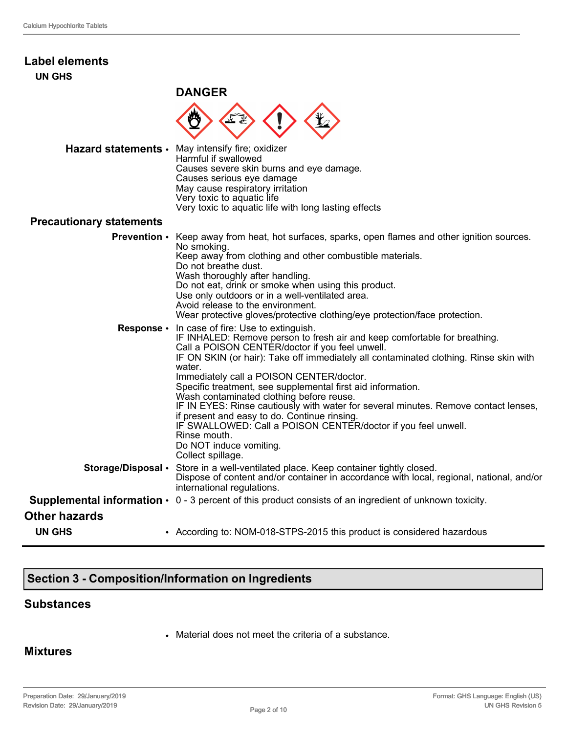## Label elements

### UN GHS

**DANGER**

**Hazard statements** • May intensify fire; oxidizer
Harmful if swallowed
Causes severe skin burns and eye damage.
Causes serious eye damage
May cause respiratory irritation
Very toxic to aquatic life
Very toxic to aquatic life with long lasting effects

### Precautionary statements

**Prevention** • Keep away from heat, hot surfaces, sparks, open flames and other ignition sources. No smoking.
Keep away from clothing and other combustible materials.
Do not breathe dust.
Wash thoroughly after handling.
Do not eat, drink or smoke when using this product.
Use only outdoors or in a well-ventilated area.
Avoid release to the environment.
Wear protective gloves/protective clothing/eye protection/face protection.

**Response** • In case of fire: Use to extinguish.
IF INHALED: Remove person to fresh air and keep comfortable for breathing.
Call a POISON CENTER/doctor if you feel unwell.
IF ON SKIN (or hair): Take off immediately all contaminated clothing. Rinse skin with water.
Immediately call a POISON CENTER/doctor.
Specific treatment, see supplemental first aid information.
Wash contaminated clothing before reuse.
IF IN EYES: Rinse cautiously with water for several minutes. Remove contact lenses, if present and easy to do. Continue rinsing.
IF SWALLOWED: Call a POISON CENTER/doctor if you feel unwell.
Rinse mouth.
Do NOT induce vomiting.
Collect spillage.

**Storage/Disposal** • Store in a well-ventilated place. Keep container tightly closed.
Dispose of content and/or container in accordance with local, regional, national, and/or international regulations.

**Supplemental information** • 0 - 3 percent of this product consists of an ingredient of unknown toxicity.

## Other hazards

**UN GHS** • According to: NOM-018-STPS-2015 this product is considered hazardous

## Section 3 - Composition/Information on Ingredients

### Substances

- Material does not meet the criteria of a substance.

### Mixtures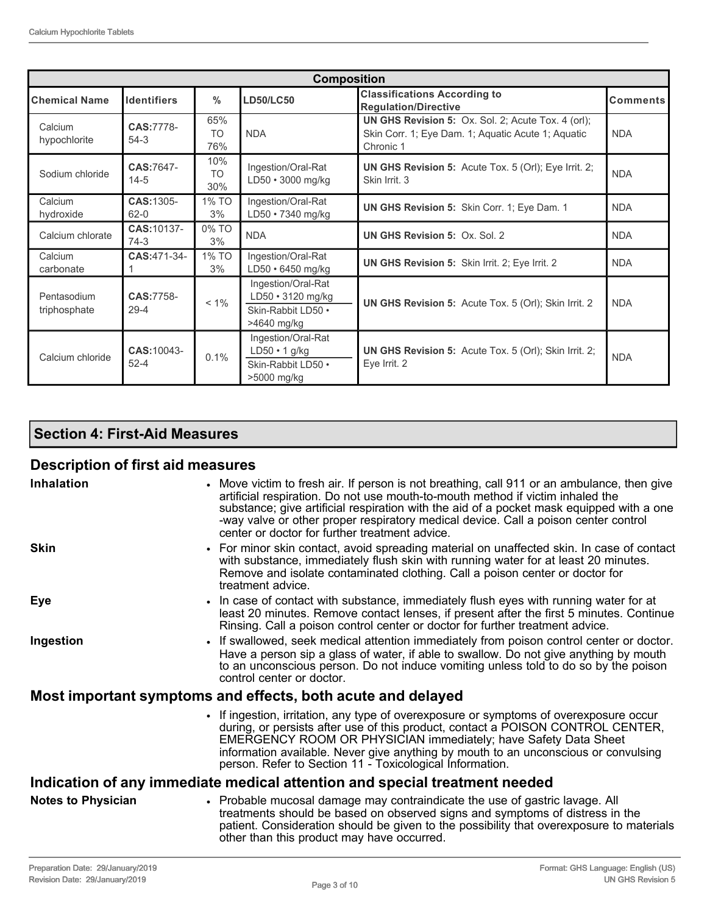| Composition | | | | | |
|---|---|---|---|---|---|
| **Chemical Name** | **Identifiers** | **%** | **LD50/LC50** | **Classifications According to Regulation/Directive** | **Comments** |
| Calcium hypochlorite | **CAS:**7778-54-3 | 65% TO 76% | NDA | **UN GHS Revision 5:** Ox. Sol. 2; Acute Tox. 4 (orl); Skin Corr. 1; Eye Dam. 1; Aquatic Acute 1; Aquatic Chronic 1 | NDA |
| Sodium chloride | **CAS:**7647-14-5 | 10% TO 30% | Ingestion/Oral-Rat LD50 • 3000 mg/kg | **UN GHS Revision 5:** Acute Tox. 5 (Orl); Eye Irrit. 2; Skin Irrit. 3 | NDA |
| Calcium hydroxide | **CAS:**1305-62-0 | 1% TO 3% | Ingestion/Oral-Rat LD50 • 7340 mg/kg | **UN GHS Revision 5:** Skin Corr. 1; Eye Dam. 1 | NDA |
| Calcium chlorate | **CAS:**10137-74-3 | 0% TO 3% | NDA | **UN GHS Revision 5:** Ox. Sol. 2 | NDA |
| Calcium carbonate | **CAS:**471-34-1 | 1% TO 3% | Ingestion/Oral-Rat LD50 • 6450 mg/kg | **UN GHS Revision 5:** Skin Irrit. 2; Eye Irrit. 2 | NDA |
| Pentasodium triphosphate | **CAS:**7758-29-4 | < 1% | Ingestion/Oral-Rat LD50 • 3120 mg/kg<br>Skin-Rabbit LD50 • >4640 mg/kg | **UN GHS Revision 5:** Acute Tox. 5 (Orl); Skin Irrit. 2 | NDA |
| Calcium chloride | **CAS:**10043-52-4 | 0.1% | Ingestion/Oral-Rat LD50 • 1 g/kg<br>Skin-Rabbit LD50 • >5000 mg/kg | **UN GHS Revision 5:** Acute Tox. 5 (Orl); Skin Irrit. 2; Eye Irrit. 2 | NDA |

## Section 4: First-Aid Measures

### Description of first aid measures

**Inhalation**

- Move victim to fresh air. If person is not breathing, call 911 or an ambulance, then give artificial respiration. Do not use mouth-to-mouth method if victim inhaled the substance; give artificial respiration with the aid of a pocket mask equipped with a one-way valve or other proper respiratory medical device. Call a poison center control center or doctor for further treatment advice.

**Skin**

- For minor skin contact, avoid spreading material on unaffected skin. In case of contact with substance, immediately flush skin with running water for at least 20 minutes. Remove and isolate contaminated clothing. Call a poison center or doctor for treatment advice.

**Eye**

- In case of contact with substance, immediately flush eyes with running water for at least 20 minutes. Remove contact lenses, if present after the first 5 minutes. Continue Rinsing. Call a poison control center or doctor for further treatment advice.

**Ingestion**

- If swallowed, seek medical attention immediately from poison control center or doctor. Have a person sip a glass of water, if able to swallow. Do not give anything by mouth to an unconscious person. Do not induce vomiting unless told to do so by the poison control center or doctor.

### Most important symptoms and effects, both acute and delayed

- If ingestion, irritation, any type of overexposure or symptoms of overexposure occur during, or persists after use of this product, contact a POISON CONTROL CENTER, EMERGENCY ROOM OR PHYSICIAN immediately; have Safety Data Sheet information available. Never give anything by mouth to an unconscious or convulsing person. Refer to Section 11 - Toxicological Information.

### Indication of any immediate medical attention and special treatment needed

**Notes to Physician**

- Probable mucosal damage may contraindicate the use of gastric lavage. All treatments should be based on observed signs and symptoms of distress in the patient. Consideration should be given to the possibility that overexposure to materials other than this product may have occurred.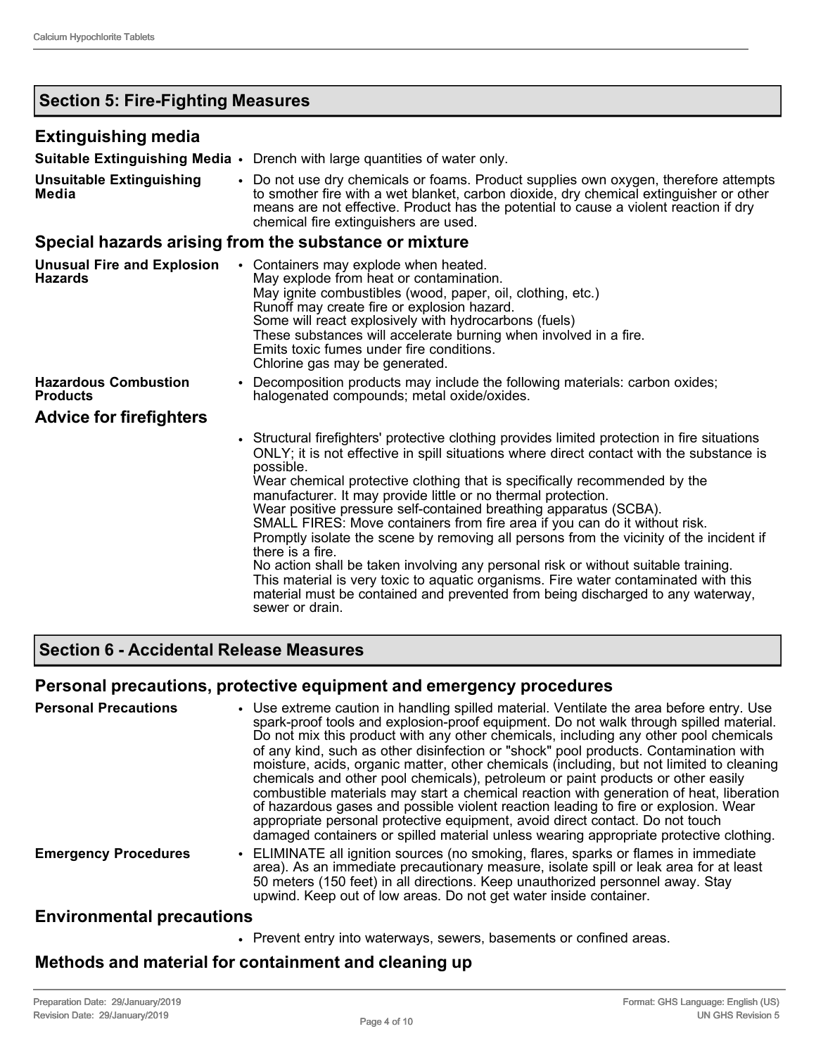## Section 5: Fire-Fighting Measures

### Extinguishing media

**Suitable Extinguishing Media**
- Drench with large quantities of water only.

**Unsuitable Extinguishing Media**
- Do not use dry chemicals or foams. Product supplies own oxygen, therefore attempts to smother fire with a wet blanket, carbon dioxide, dry chemical extinguisher or other means are not effective. Product has the potential to cause a violent reaction if dry chemical fire extinguishers are used.

### Special hazards arising from the substance or mixture

**Unusual Fire and Explosion Hazards**
- Containers may explode when heated.
  May explode from heat or contamination.
  May ignite combustibles (wood, paper, oil, clothing, etc.)
  Runoff may create fire or explosion hazard.
  Some will react explosively with hydrocarbons (fuels)
  These substances will accelerate burning when involved in a fire.
  Emits toxic fumes under fire conditions.
  Chlorine gas may be generated.

**Hazardous Combustion Products**
- Decomposition products may include the following materials: carbon oxides; halogenated compounds; metal oxide/oxides.

### Advice for firefighters

- Structural firefighters' protective clothing provides limited protection in fire situations ONLY; it is not effective in spill situations where direct contact with the substance is possible.
  Wear chemical protective clothing that is specifically recommended by the manufacturer. It may provide little or no thermal protection.
  Wear positive pressure self-contained breathing apparatus (SCBA).
  SMALL FIRES: Move containers from fire area if you can do it without risk.
  Promptly isolate the scene by removing all persons from the vicinity of the incident if there is a fire.
  No action shall be taken involving any personal risk or without suitable training.
  This material is very toxic to aquatic organisms. Fire water contaminated with this material must be contained and prevented from being discharged to any waterway, sewer or drain.

## Section 6 - Accidental Release Measures

### Personal precautions, protective equipment and emergency procedures

**Personal Precautions**
- Use extreme caution in handling spilled material. Ventilate the area before entry. Use spark-proof tools and explosion-proof equipment. Do not walk through spilled material. Do not mix this product with any other chemicals, including any other pool chemicals of any kind, such as other disinfection or "shock" pool products. Contamination with moisture, acids, organic matter, other chemicals (including, but not limited to cleaning chemicals and other pool chemicals), petroleum or paint products or other easily combustible materials may start a chemical reaction with generation of heat, liberation of hazardous gases and possible violent reaction leading to fire or explosion. Wear appropriate personal protective equipment, avoid direct contact. Do not touch damaged containers or spilled material unless wearing appropriate protective clothing.

**Emergency Procedures**
- ELIMINATE all ignition sources (no smoking, flares, sparks or flames in immediate area). As an immediate precautionary measure, isolate spill or leak area for at least 50 meters (150 feet) in all directions. Keep unauthorized personnel away. Stay upwind. Keep out of low areas. Do not get water inside container.

### Environmental precautions

- Prevent entry into waterways, sewers, basements or confined areas.

### Methods and material for containment and cleaning up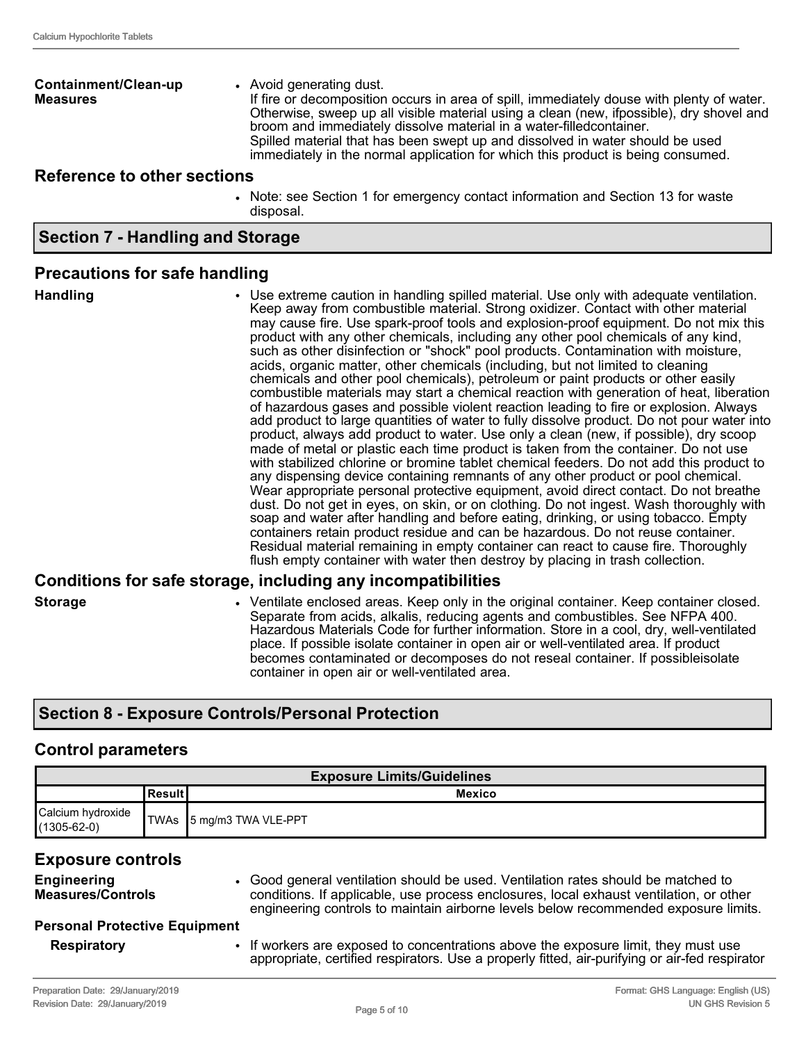**Containment/Clean-up Measures**

- Avoid generating dust.
  If fire or decomposition occurs in area of spill, immediately douse with plenty of water. Otherwise, sweep up all visible material using a clean (new, ifpossible), dry shovel and broom and immediately dissolve material in a water-filledcontainer.
  Spilled material that has been swept up and dissolved in water should be used immediately in the normal application for which this product is being consumed.

## Reference to other sections

- Note: see Section 1 for emergency contact information and Section 13 for waste disposal.

# Section 7 - Handling and Storage

## Precautions for safe handling

**Handling**

- Use extreme caution in handling spilled material. Use only with adequate ventilation. Keep away from combustible material. Strong oxidizer. Contact with other material may cause fire. Use spark-proof tools and explosion-proof equipment. Do not mix this product with any other chemicals, including any other pool chemicals of any kind, such as other disinfection or "shock" pool products. Contamination with moisture, acids, organic matter, other chemicals (including, but not limited to cleaning chemicals and other pool chemicals), petroleum or paint products or other easily combustible materials may start a chemical reaction with generation of heat, liberation of hazardous gases and possible violent reaction leading to fire or explosion. Always add product to large quantities of water to fully dissolve product. Do not pour water into product, always add product to water. Use only a clean (new, if possible), dry scoop made of metal or plastic each time product is taken from the container. Do not use with stabilized chlorine or bromine tablet chemical feeders. Do not add this product to any dispensing device containing remnants of any other product or pool chemical. Wear appropriate personal protective equipment, avoid direct contact. Do not breathe dust. Do not get in eyes, on skin, or on clothing. Do not ingest. Wash thoroughly with soap and water after handling and before eating, drinking, or using tobacco. Empty containers retain product residue and can be hazardous. Do not reuse container. Residual material remaining in empty container can react to cause fire. Thoroughly flush empty container with water then destroy by placing in trash collection.

## Conditions for safe storage, including any incompatibilities

**Storage**

- Ventilate enclosed areas. Keep only in the original container. Keep container closed. Separate from acids, alkalis, reducing agents and combustibles. See NFPA 400. Hazardous Materials Code for further information. Store in a cool, dry, well-ventilated place. If possible isolate container in open air or well-ventilated area. If product becomes contaminated or decomposes do not reseal container. If possibleisolate container in open air or well-ventilated area.

# Section 8 - Exposure Controls/Personal Protection

## Control parameters

| Exposure Limits/Guidelines | | |
|---|---|---|
| | Result | Mexico |
| Calcium hydroxide (1305-62-0) | TWAs | 5 mg/m3 TWA VLE-PPT |

## Exposure controls

**Engineering Measures/Controls**

- Good general ventilation should be used. Ventilation rates should be matched to conditions. If applicable, use process enclosures, local exhaust ventilation, or other engineering controls to maintain airborne levels below recommended exposure limits.

**Personal Protective Equipment**

**Respiratory**

- If workers are exposed to concentrations above the exposure limit, they must use appropriate, certified respirators. Use a properly fitted, air-purifying or air-fed respirator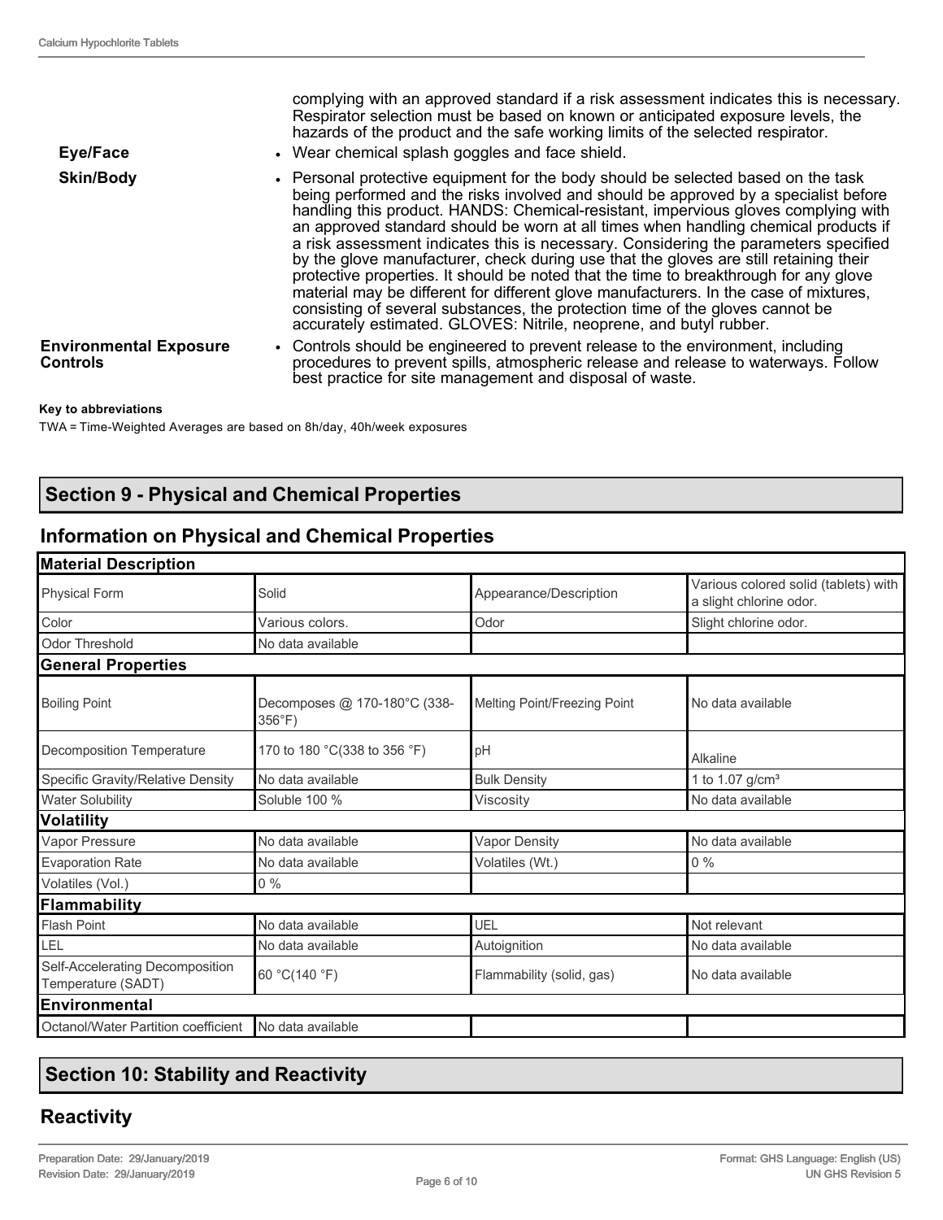complying with an approved standard if a risk assessment indicates this is necessary. Respirator selection must be based on known or anticipated exposure levels, the hazards of the product and the safe working limits of the selected respirator.

**Eye/Face**

- Wear chemical splash goggles and face shield.

**Skin/Body**

- Personal protective equipment for the body should be selected based on the task being performed and the risks involved and should be approved by a specialist before handling this product. HANDS: Chemical-resistant, impervious gloves complying with an approved standard should be worn at all times when handling chemical products if a risk assessment indicates this is necessary. Considering the parameters specified by the glove manufacturer, check during use that the gloves are still retaining their protective properties. It should be noted that the time to breakthrough for any glove material may be different for different glove manufacturers. In the case of mixtures, consisting of several substances, the protection time of the gloves cannot be accurately estimated. GLOVES: Nitrile, neoprene, and butyl rubber.

**Environmental Exposure Controls**

- Controls should be engineered to prevent release to the environment, including procedures to prevent spills, atmospheric release and release to waterways. Follow best practice for site management and disposal of waste.

**Key to abbreviations**

TWA = Time-Weighted Averages are based on 8h/day, 40h/week exposures

## Section 9 - Physical and Chemical Properties

### Information on Physical and Chemical Properties

| **Material Description** | | | |
|---|---|---|---|
| Physical Form | Solid | Appearance/Description | Various colored solid (tablets) with a slight chlorine odor. |
| Color | Various colors. | Odor | Slight chlorine odor. |
| Odor Threshold | No data available | | |
| **General Properties** | | | |
| Boiling Point | Decomposes @ 170-180°C (338-356°F) | Melting Point/Freezing Point | No data available |
| Decomposition Temperature | 170 to 180 °C(338 to 356 °F) | pH | Alkaline |
| Specific Gravity/Relative Density | No data available | Bulk Density | 1 to 1.07 g/cm³ |
| Water Solubility | Soluble 100 % | Viscosity | No data available |
| **Volatility** | | | |
| Vapor Pressure | No data available | Vapor Density | No data available |
| Evaporation Rate | No data available | Volatiles (Wt.) | 0 % |
| Volatiles (Vol.) | 0 % | | |
| **Flammability** | | | |
| Flash Point | No data available | UEL | Not relevant |
| LEL | No data available | Autoignition | No data available |
| Self-Accelerating Decomposition Temperature (SADT) | 60 °C(140 °F) | Flammability (solid, gas) | No data available |
| **Environmental** | | | |
| Octanol/Water Partition coefficient | No data available | | |

## Section 10: Stability and Reactivity

### Reactivity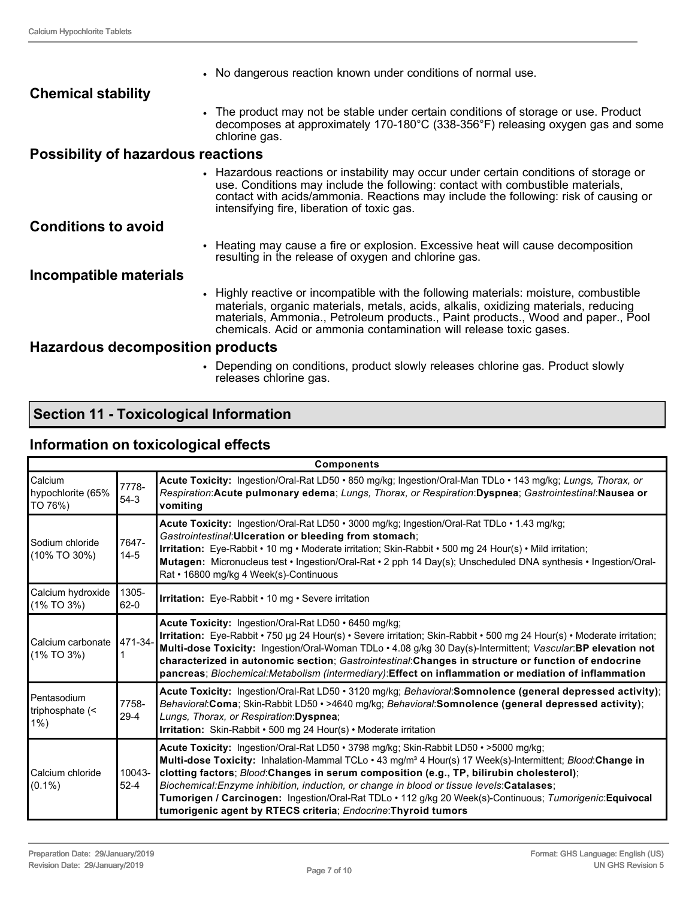- No dangerous reaction known under conditions of normal use.

## Chemical stability

- The product may not be stable under certain conditions of storage or use. Product decomposes at approximately 170-180°C (338-356°F) releasing oxygen gas and some chlorine gas.

## Possibility of hazardous reactions

- Hazardous reactions or instability may occur under certain conditions of storage or use. Conditions may include the following: contact with combustible materials, contact with acids/ammonia. Reactions may include the following: risk of causing or intensifying fire, liberation of toxic gas.

## Conditions to avoid

- Heating may cause a fire or explosion. Excessive heat will cause decomposition resulting in the release of oxygen and chlorine gas.

## Incompatible materials

- Highly reactive or incompatible with the following materials: moisture, combustible materials, organic materials, metals, acids, alkalis, oxidizing materials, reducing materials, Ammonia., Petroleum products., Paint products., Wood and paper., Pool chemicals. Acid or ammonia contamination will release toxic gases.

## Hazardous decomposition products

- Depending on conditions, product slowly releases chlorine gas. Product slowly releases chlorine gas.

# Section 11 - Toxicological Information

## Information on toxicological effects

| Components | | |
|---|---|---|
| Calcium hypochlorite (65% TO 76%) | 7778-54-3 | **Acute Toxicity:** Ingestion/Oral-Rat LD50 • 850 mg/kg; Ingestion/Oral-Man TDLo • 143 mg/kg; *Lungs, Thorax, or Respiration*:**Acute pulmonary edema**; *Lungs, Thorax, or Respiration*:**Dyspnea**; *Gastrointestinal*:**Nausea or vomiting** |
| Sodium chloride (10% TO 30%) | 7647-14-5 | **Acute Toxicity:** Ingestion/Oral-Rat LD50 • 3000 mg/kg; Ingestion/Oral-Rat TDLo • 1.43 mg/kg; *Gastrointestinal*:**Ulceration or bleeding from stomach**; **Irritation:** Eye-Rabbit • 10 mg • Moderate irritation; Skin-Rabbit • 500 mg 24 Hour(s) • Mild irritation; **Mutagen:** Micronucleus test • Ingestion/Oral-Rat • 2 pph 14 Day(s); Unscheduled DNA synthesis • Ingestion/Oral-Rat • 16800 mg/kg 4 Week(s)-Continuous |
| Calcium hydroxide (1% TO 3%) | 1305-62-0 | **Irritation:** Eye-Rabbit • 10 mg • Severe irritation |
| Calcium carbonate (1% TO 3%) | 471-34-1 | **Acute Toxicity:** Ingestion/Oral-Rat LD50 • 6450 mg/kg; **Irritation:** Eye-Rabbit • 750 µg 24 Hour(s) • Severe irritation; Skin-Rabbit • 500 mg 24 Hour(s) • Moderate irritation; **Multi-dose Toxicity:** Ingestion/Oral-Woman TDLo • 4.08 g/kg 30 Day(s)-Intermittent; *Vascular*:**BP elevation not characterized in autonomic section**; *Gastrointestinal*:**Changes in structure or function of endocrine pancreas**; *Biochemical:Metabolism (intermediary)*:**Effect on inflammation or mediation of inflammation** |
| Pentasodium triphosphate (< 1%) | 7758-29-4 | **Acute Toxicity:** Ingestion/Oral-Rat LD50 • 3120 mg/kg; *Behavioral*:**Somnolence (general depressed activity)**; *Behavioral*:**Coma**; Skin-Rabbit LD50 • >4640 mg/kg; *Behavioral*:**Somnolence (general depressed activity)**; *Lungs, Thorax, or Respiration*:**Dyspnea**; **Irritation:** Skin-Rabbit • 500 mg 24 Hour(s) • Moderate irritation |
| Calcium chloride (0.1%) | 10043-52-4 | **Acute Toxicity:** Ingestion/Oral-Rat LD50 • 3798 mg/kg; Skin-Rabbit LD50 • >5000 mg/kg; **Multi-dose Toxicity:** Inhalation-Mammal TCLo • 43 mg/m³ 4 Hour(s) 17 Week(s)-Intermittent; *Blood*:**Change in clotting factors**; *Blood*:**Changes in serum composition (e.g., TP, bilirubin cholesterol)**; *Biochemical:Enzyme inhibition, induction, or change in blood or tissue levels*:**Catalases**; **Tumorigen / Carcinogen:** Ingestion/Oral-Rat TDLo • 112 g/kg 20 Week(s)-Continuous; *Tumorigenic*:**Equivocal tumorigenic agent by RTECS criteria**; *Endocrine*:**Thyroid tumors** |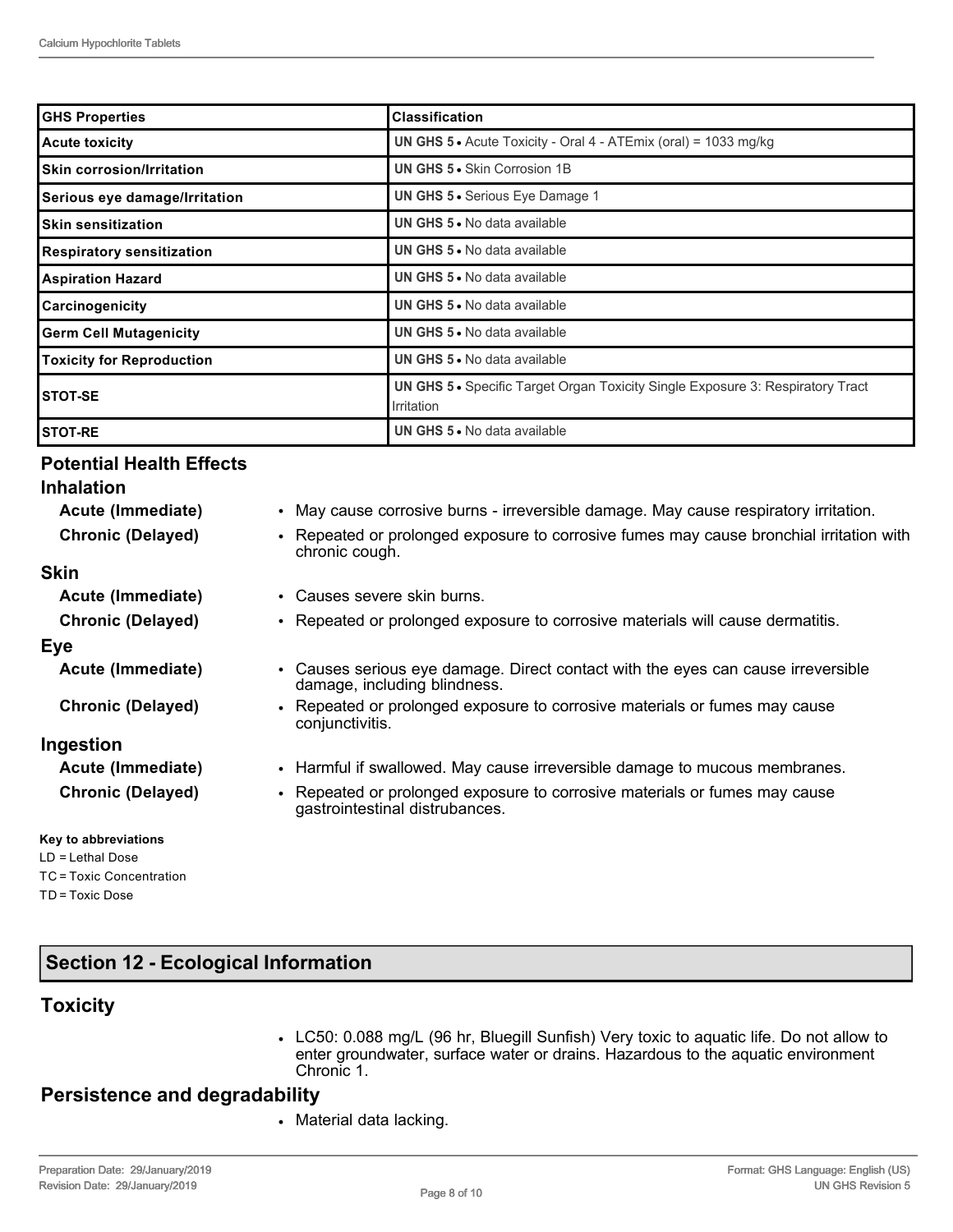| GHS Properties | Classification |
| --- | --- |
| Acute toxicity | **UN GHS 5** • Acute Toxicity - Oral 4 - ATEmix (oral) = 1033 mg/kg |
| Skin corrosion/Irritation | **UN GHS 5** • Skin Corrosion 1B |
| Serious eye damage/Irritation | **UN GHS 5** • Serious Eye Damage 1 |
| Skin sensitization | **UN GHS 5** • No data available |
| Respiratory sensitization | **UN GHS 5** • No data available |
| Aspiration Hazard | **UN GHS 5** • No data available |
| Carcinogenicity | **UN GHS 5** • No data available |
| Germ Cell Mutagenicity | **UN GHS 5** • No data available |
| Toxicity for Reproduction | **UN GHS 5** • No data available |
| STOT-SE | **UN GHS 5** • Specific Target Organ Toxicity Single Exposure 3: Respiratory Tract Irritation |
| STOT-RE | **UN GHS 5** • No data available |

### Potential Health Effects

#### Inhalation

**Acute (Immediate)**
- May cause corrosive burns - irreversible damage. May cause respiratory irritation.

**Chronic (Delayed)**
- Repeated or prolonged exposure to corrosive fumes may cause bronchial irritation with chronic cough.

#### Skin

**Acute (Immediate)**
- Causes severe skin burns.

**Chronic (Delayed)**
- Repeated or prolonged exposure to corrosive materials will cause dermatitis.

#### Eye

**Acute (Immediate)**
- Causes serious eye damage. Direct contact with the eyes can cause irreversible damage, including blindness.

**Chronic (Delayed)**
- Repeated or prolonged exposure to corrosive materials or fumes may cause conjunctivitis.

#### Ingestion

**Acute (Immediate)**
- Harmful if swallowed. May cause irreversible damage to mucous membranes.

**Chronic (Delayed)**
- Repeated or prolonged exposure to corrosive materials or fumes may cause gastrointestinal distrubances.

**Key to abbreviations**

LD = Lethal Dose
TC = Toxic Concentration
TD = Toxic Dose

## Section 12 - Ecological Information

### Toxicity

- LC50: 0.088 mg/L (96 hr, Bluegill Sunfish) Very toxic to aquatic life. Do not allow to enter groundwater, surface water or drains. Hazardous to the aquatic environment Chronic 1.

### Persistence and degradability

- Material data lacking.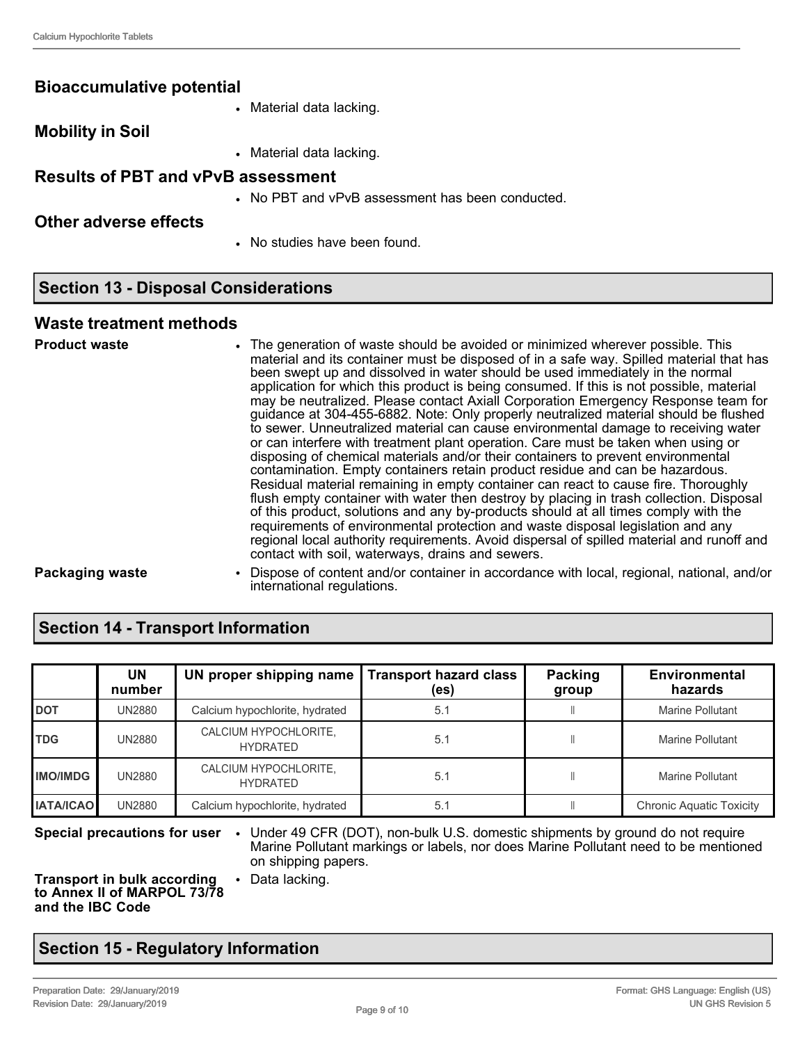### Bioaccumulative potential

- Material data lacking.

### Mobility in Soil

- Material data lacking.

### Results of PBT and vPvB assessment

- No PBT and vPvB assessment has been conducted.

### Other adverse effects

- No studies have been found.

## Section 13 - Disposal Considerations

### Waste treatment methods

**Product waste**

- The generation of waste should be avoided or minimized wherever possible. This material and its container must be disposed of in a safe way. Spilled material that has been swept up and dissolved in water should be used immediately in the normal application for which this product is being consumed. If this is not possible, material may be neutralized. Please contact Axiall Corporation Emergency Response team for guidance at 304-455-6882. Note: Only properly neutralized material should be flushed to sewer. Unneutralized material can cause environmental damage to receiving water or can interfere with treatment plant operation. Care must be taken when using or disposing of chemical materials and/or their containers to prevent environmental contamination. Empty containers retain product residue and can be hazardous. Residual material remaining in empty container can react to cause fire. Thoroughly flush empty container with water then destroy by placing in trash collection. Disposal of this product, solutions and any by-products should at all times comply with the requirements of environmental protection and waste disposal legislation and any regional local authority requirements. Avoid dispersal of spilled material and runoff and contact with soil, waterways, drains and sewers.

**Packaging waste**

- Dispose of content and/or container in accordance with local, regional, national, and/or international regulations.

## Section 14 - Transport Information

| | UN number | UN proper shipping name | Transport hazard class (es) | Packing group | Environmental hazards |
|---|---|---|---|---|---|
| **DOT** | UN2880 | Calcium hypochlorite, hydrated | 5.1 | II | Marine Pollutant |
| **TDG** | UN2880 | CALCIUM HYPOCHLORITE, HYDRATED | 5.1 | II | Marine Pollutant |
| **IMO/IMDG** | UN2880 | CALCIUM HYPOCHLORITE, HYDRATED | 5.1 | II | Marine Pollutant |
| **IATA/ICAO** | UN2880 | Calcium hypochlorite, hydrated | 5.1 | II | Chronic Aquatic Toxicity |

**Special precautions for user**

- Under 49 CFR (DOT), non-bulk U.S. domestic shipments by ground do not require Marine Pollutant markings or labels, nor does Marine Pollutant need to be mentioned on shipping papers.

**Transport in bulk according to Annex II of MARPOL 73/78 and the IBC Code**

- Data lacking.

## Section 15 - Regulatory Information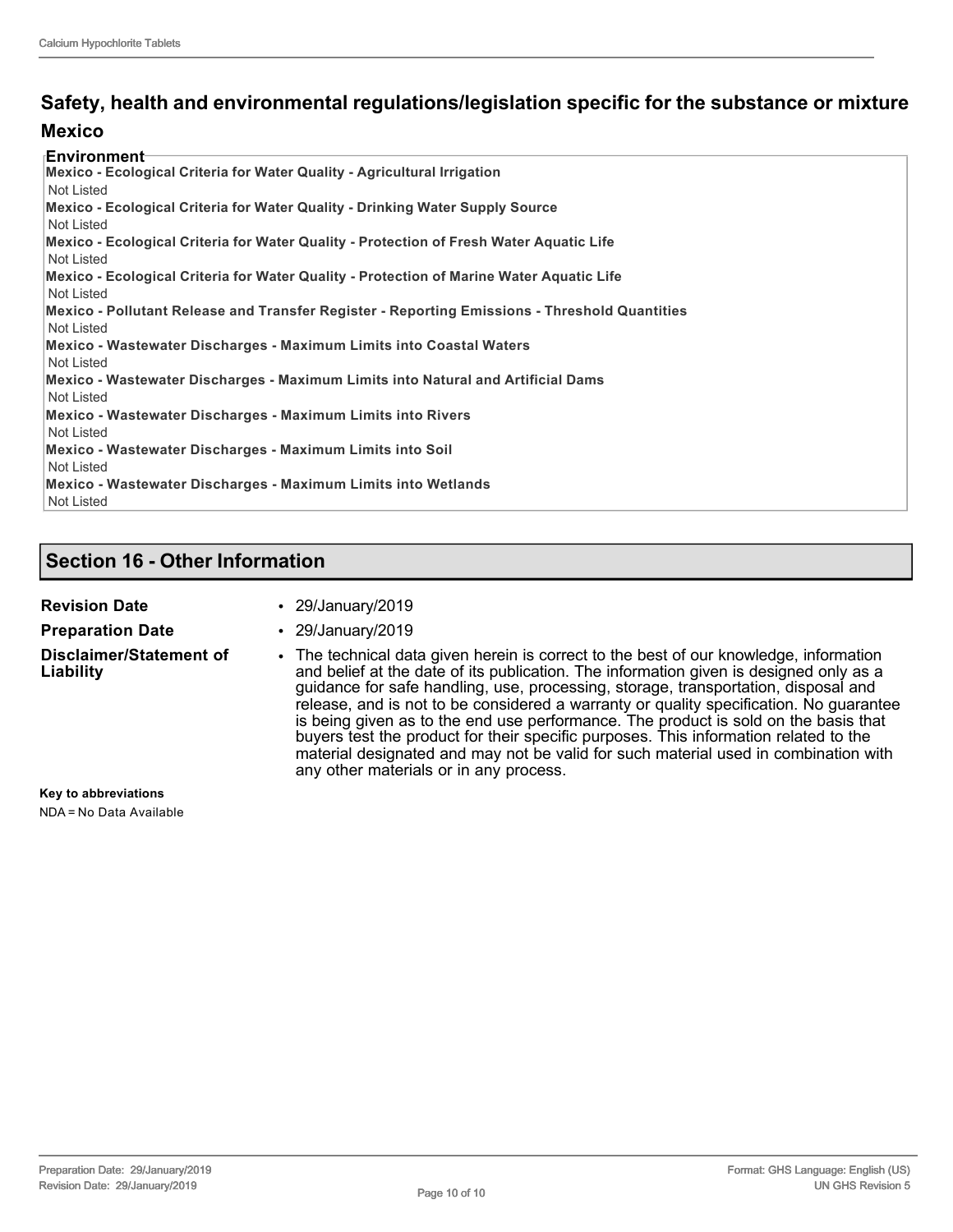## Safety, health and environmental regulations/legislation specific for the substance or mixture

### Mexico

**Environment**

**Mexico - Ecological Criteria for Water Quality - Agricultural Irrigation**
Not Listed

**Mexico - Ecological Criteria for Water Quality - Drinking Water Supply Source**
Not Listed

**Mexico - Ecological Criteria for Water Quality - Protection of Fresh Water Aquatic Life**
Not Listed

**Mexico - Ecological Criteria for Water Quality - Protection of Marine Water Aquatic Life**
Not Listed

**Mexico - Pollutant Release and Transfer Register - Reporting Emissions - Threshold Quantities**
Not Listed

**Mexico - Wastewater Discharges - Maximum Limits into Coastal Waters**
Not Listed

**Mexico - Wastewater Discharges - Maximum Limits into Natural and Artificial Dams**
Not Listed

**Mexico - Wastewater Discharges - Maximum Limits into Rivers**
Not Listed

**Mexico - Wastewater Discharges - Maximum Limits into Soil**
Not Listed

**Mexico - Wastewater Discharges - Maximum Limits into Wetlands**
Not Listed

## Section 16 - Other Information

**Revision Date**
- 29/January/2019

**Preparation Date**
- 29/January/2019

**Disclaimer/Statement of Liability**
- The technical data given herein is correct to the best of our knowledge, information and belief at the date of its publication. The information given is designed only as a guidance for safe handling, use, processing, storage, transportation, disposal and release, and is not to be considered a warranty or quality specification. No guarantee is being given as to the end use performance. The product is sold on the basis that buyers test the product for their specific purposes. This information related to the material designated and may not be valid for such material used in combination with any other materials or in any process.

**Key to abbreviations**
NDA = No Data Available